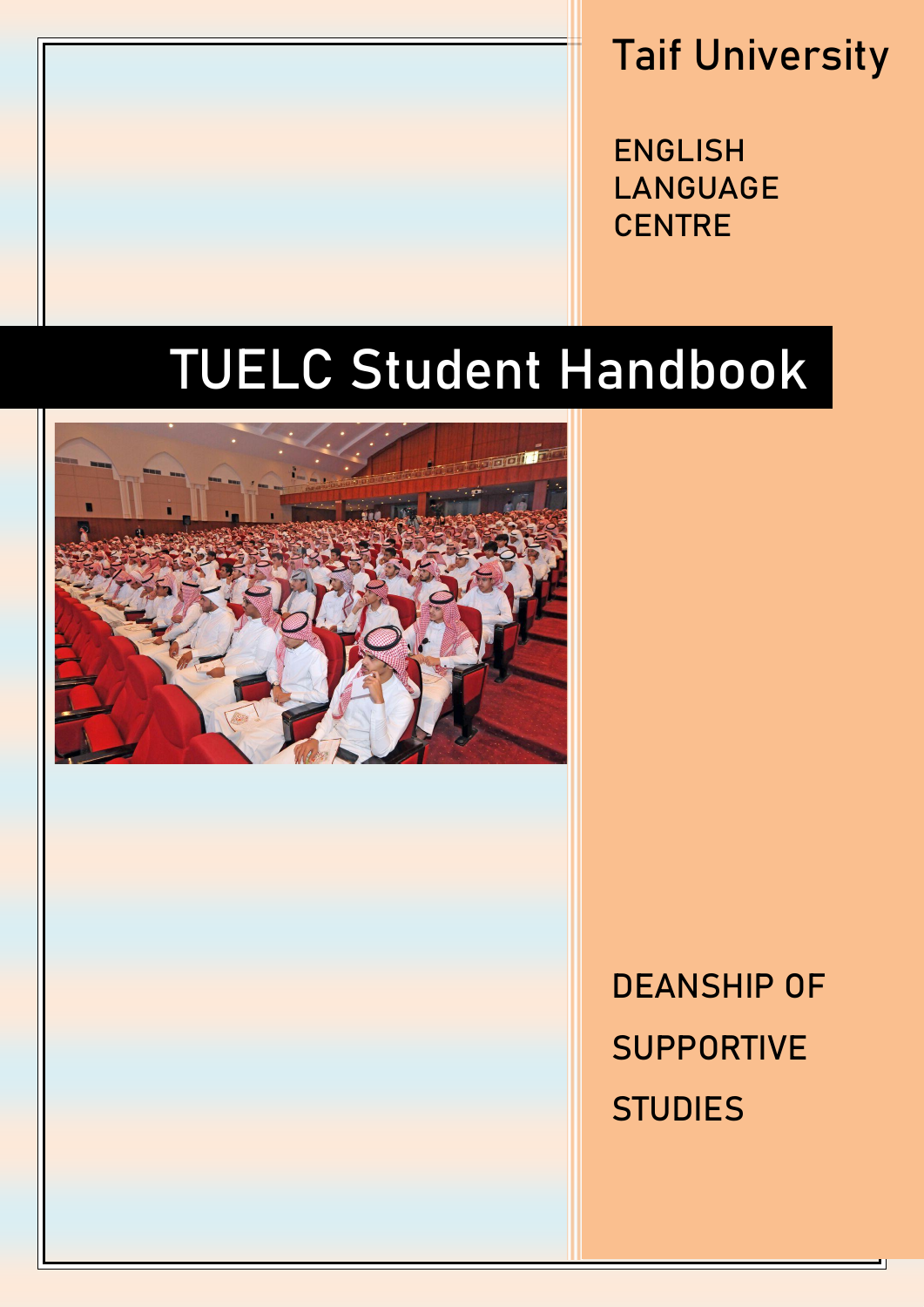Taif University

ENGLISH LANGUAGE CENTRE

# TUELC Student Handbook

DEANSHIP OF SUPPORTIVE STUDIES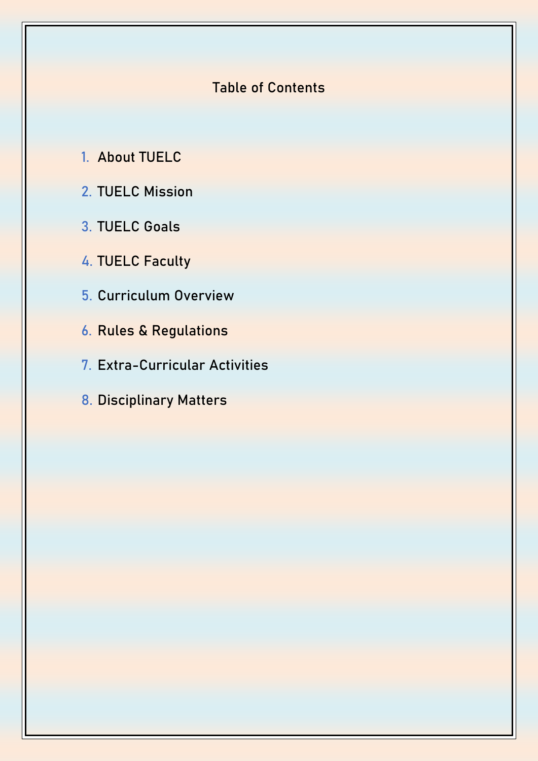# Table of Contents

1. About TUELC
2. TUELC Mission
3. TUELC Goals
4. TUELC Faculty
5. Curriculum Overview
6. Rules & Regulations
7. Extra-Curricular Activities
8. Disciplinary Matters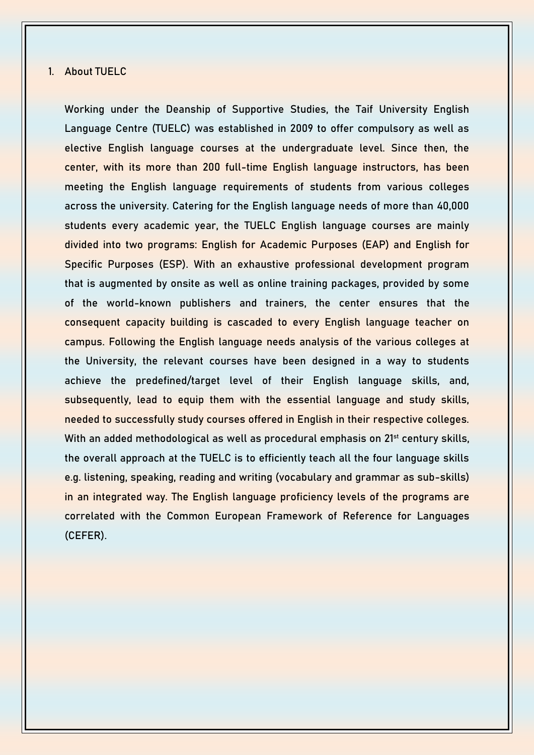## 1. About TUELC

Working under the Deanship of Supportive Studies, the Taif University English Language Centre (TUELC) was established in 2009 to offer compulsory as well as elective English language courses at the undergraduate level. Since then, the center, with its more than 200 full-time English language instructors, has been meeting the English language requirements of students from various colleges across the university. Catering for the English language needs of more than 40,000 students every academic year, the TUELC English language courses are mainly divided into two programs: English for Academic Purposes (EAP) and English for Specific Purposes (ESP). With an exhaustive professional development program that is augmented by onsite as well as online training packages, provided by some of the world-known publishers and trainers, the center ensures that the consequent capacity building is cascaded to every English language teacher on campus. Following the English language needs analysis of the various colleges at the University, the relevant courses have been designed in a way to students achieve the predefined/target level of their English language skills, and, subsequently, lead to equip them with the essential language and study skills, needed to successfully study courses offered in English in their respective colleges. With an added methodological as well as procedural emphasis on 21st century skills, the overall approach at the TUELC is to efficiently teach all the four language skills e.g. listening, speaking, reading and writing (vocabulary and grammar as sub-skills) in an integrated way. The English language proficiency levels of the programs are correlated with the Common European Framework of Reference for Languages (CEFER).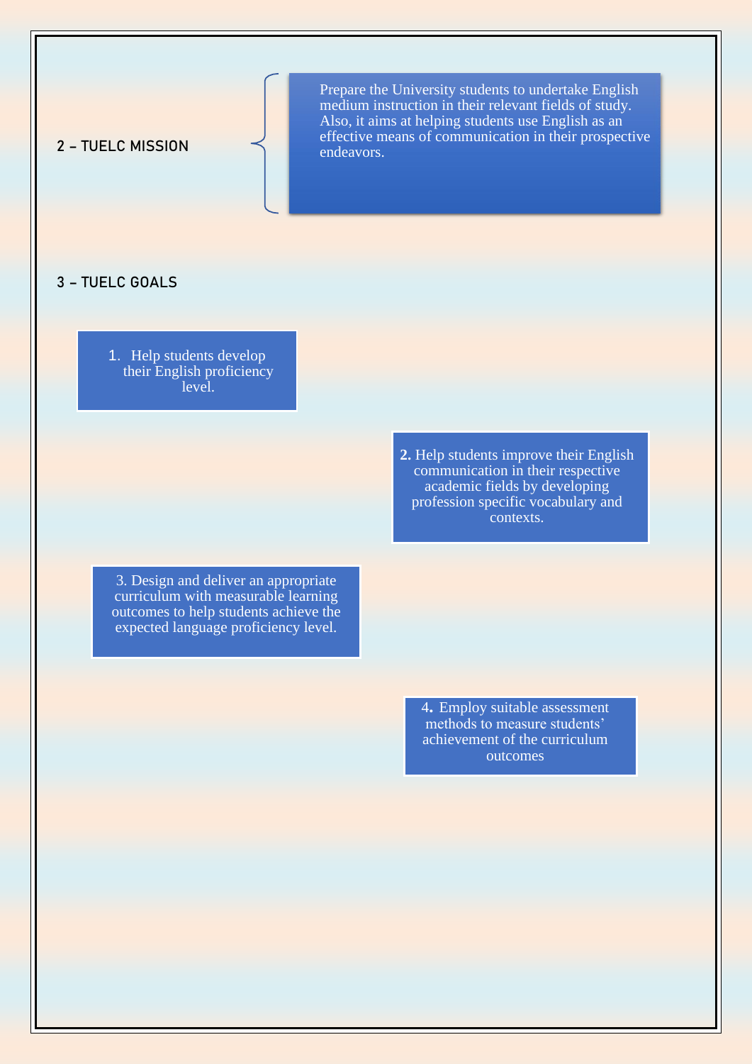## 2 – TUELC MISSION

Prepare the University students to undertake English medium instruction in their relevant fields of study. Also, it aims at helping students use English as an effective means of communication in their prospective endeavors.

## 3 – TUELC GOALS

1. Help students develop their English proficiency level.

2. Help students improve their English communication in their respective academic fields by developing profession specific vocabulary and contexts.

3. Design and deliver an appropriate curriculum with measurable learning outcomes to help students achieve the expected language proficiency level.

4. Employ suitable assessment methods to measure students' achievement of the curriculum outcomes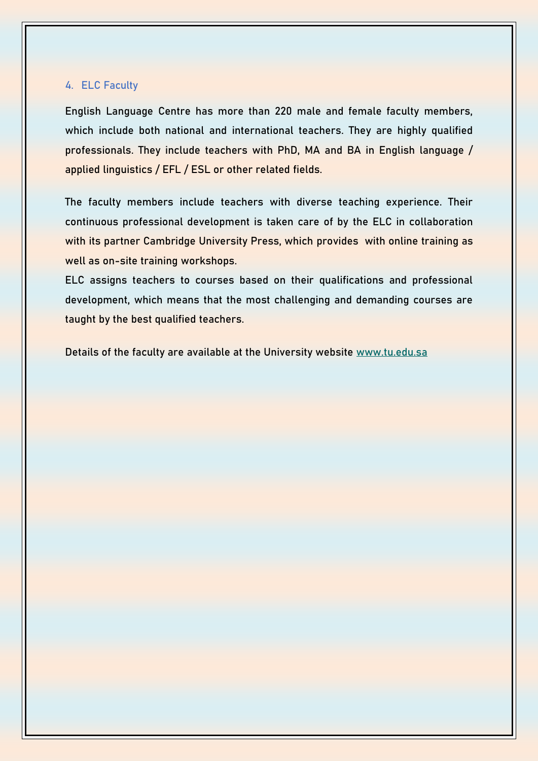## 4. ELC Faculty

English Language Centre has more than 220 male and female faculty members, which include both national and international teachers. They are highly qualified professionals. They include teachers with PhD, MA and BA in English language / applied linguistics / EFL / ESL or other related fields.

The faculty members include teachers with diverse teaching experience. Their continuous professional development is taken care of by the ELC in collaboration with its partner Cambridge University Press, which provides with online training as well as on-site training workshops.

ELC assigns teachers to courses based on their qualifications and professional development, which means that the most challenging and demanding courses are taught by the best qualified teachers.

Details of the faculty are available at the University website www.tu.edu.sa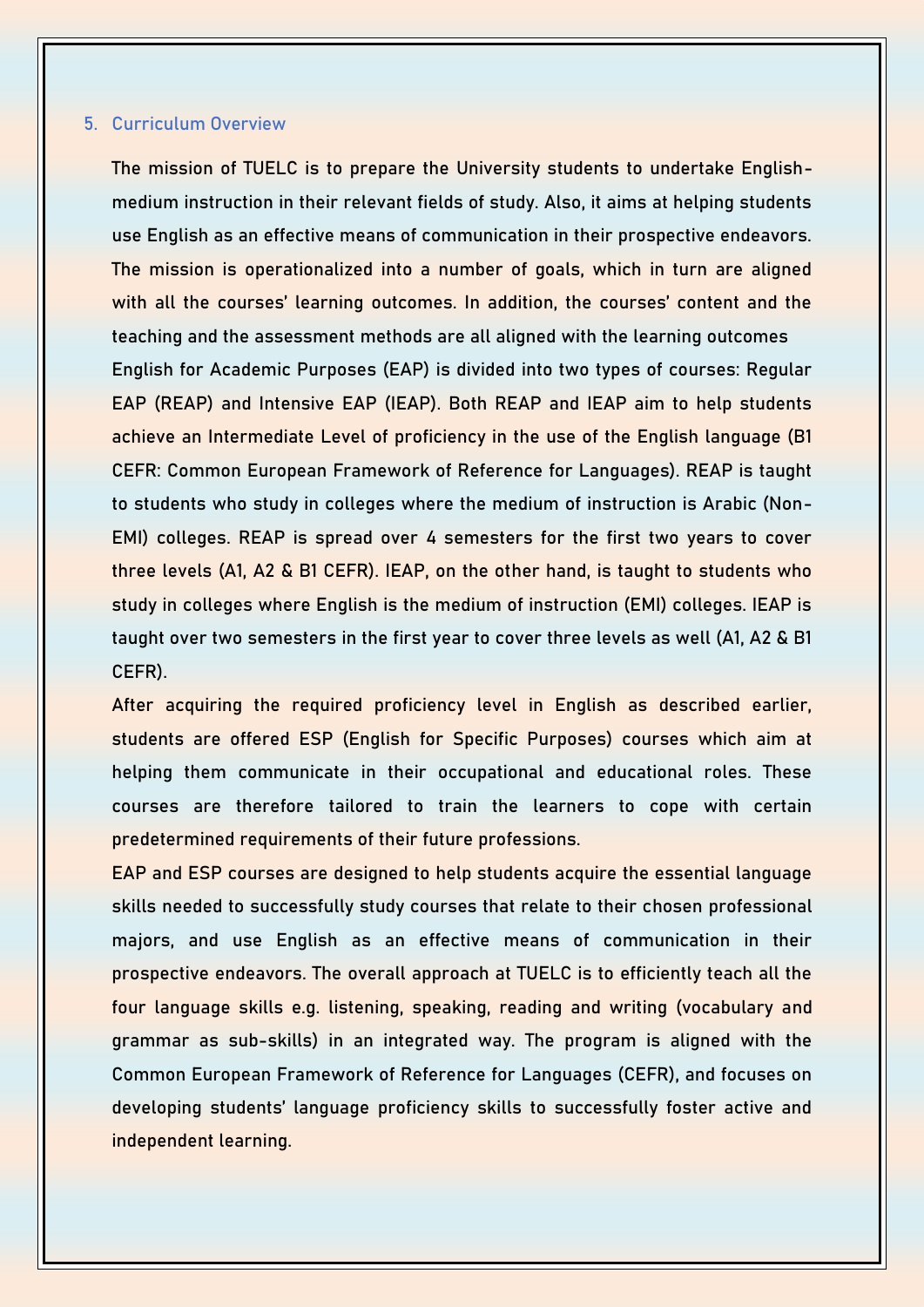## 5. Curriculum Overview

The mission of TUELC is to prepare the University students to undertake English-medium instruction in their relevant fields of study. Also, it aims at helping students use English as an effective means of communication in their prospective endeavors. The mission is operationalized into a number of goals, which in turn are aligned with all the courses' learning outcomes. In addition, the courses' content and the teaching and the assessment methods are all aligned with the learning outcomes

English for Academic Purposes (EAP) is divided into two types of courses: Regular EAP (REAP) and Intensive EAP (IEAP). Both REAP and IEAP aim to help students achieve an Intermediate Level of proficiency in the use of the English language (B1 CEFR: Common European Framework of Reference for Languages). REAP is taught to students who study in colleges where the medium of instruction is Arabic (Non-EMI) colleges. REAP is spread over 4 semesters for the first two years to cover three levels (A1, A2 & B1 CEFR). IEAP, on the other hand, is taught to students who study in colleges where English is the medium of instruction (EMI) colleges. IEAP is taught over two semesters in the first year to cover three levels as well (A1, A2 & B1 CEFR).

After acquiring the required proficiency level in English as described earlier, students are offered ESP (English for Specific Purposes) courses which aim at helping them communicate in their occupational and educational roles. These courses are therefore tailored to train the learners to cope with certain predetermined requirements of their future professions.

EAP and ESP courses are designed to help students acquire the essential language skills needed to successfully study courses that relate to their chosen professional majors, and use English as an effective means of communication in their prospective endeavors. The overall approach at TUELC is to efficiently teach all the four language skills e.g. listening, speaking, reading and writing (vocabulary and grammar as sub-skills) in an integrated way. The program is aligned with the Common European Framework of Reference for Languages (CEFR), and focuses on developing students' language proficiency skills to successfully foster active and independent learning.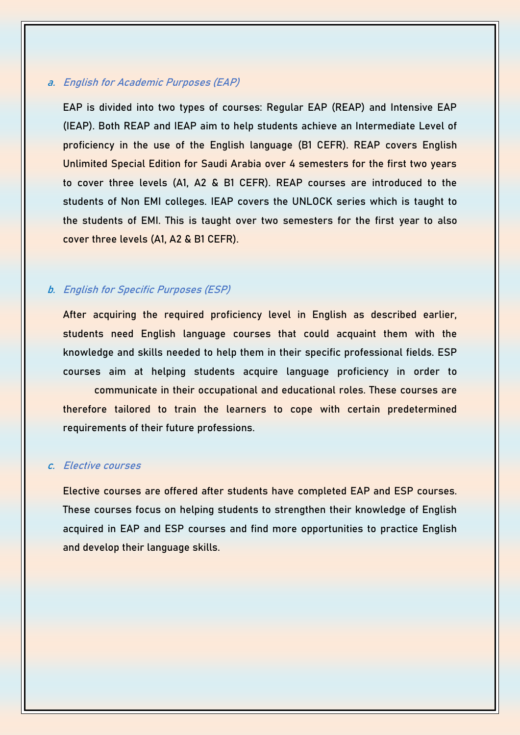### a. English for Academic Purposes (EAP)

EAP is divided into two types of courses: Regular EAP (REAP) and Intensive EAP (IEAP). Both REAP and IEAP aim to help students achieve an Intermediate Level of proficiency in the use of the English language (B1 CEFR). REAP covers English Unlimited Special Edition for Saudi Arabia over 4 semesters for the first two years to cover three levels (A1, A2 & B1 CEFR). REAP courses are introduced to the students of Non EMI colleges. IEAP covers the UNLOCK series which is taught to the students of EMI. This is taught over two semesters for the first year to also cover three levels (A1, A2 & B1 CEFR).

### b. English for Specific Purposes (ESP)

After acquiring the required proficiency level in English as described earlier, students need English language courses that could acquaint them with the knowledge and skills needed to help them in their specific professional fields. ESP courses aim at helping students acquire language proficiency in order to communicate in their occupational and educational roles. These courses are therefore tailored to train the learners to cope with certain predetermined requirements of their future professions.

### c. Elective courses

Elective courses are offered after students have completed EAP and ESP courses. These courses focus on helping students to strengthen their knowledge of English acquired in EAP and ESP courses and find more opportunities to practice English and develop their language skills.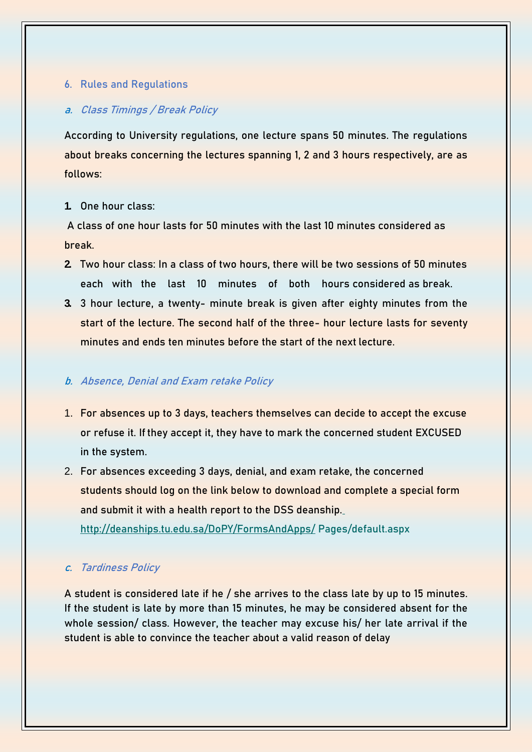## 6. Rules and Regulations

### a. *Class Timings / Break Policy*

According to University regulations, one lecture spans 50 minutes. The regulations about breaks concerning the lectures spanning 1, 2 and 3 hours respectively, are as follows:

1. One hour class:

   A class of one hour lasts for 50 minutes with the last 10 minutes considered as break.
2. Two hour class: In a class of two hours, there will be two sessions of 50 minutes each with the last 10 minutes of both hours considered as break.
3. 3 hour lecture, a twenty- minute break is given after eighty minutes from the start of the lecture. The second half of the three- hour lecture lasts for seventy minutes and ends ten minutes before the start of the next lecture.

### b. *Absence, Denial and Exam retake Policy*

1. For absences up to 3 days, teachers themselves can decide to accept the excuse or refuse it. If they accept it, they have to mark the concerned student EXCUSED in the system.
2. For absences exceeding 3 days, denial, and exam retake, the concerned students should log on the link below to download and complete a special form and submit it with a health report to the DSS deanship.

   http://deanships.tu.edu.sa/DoPY/FormsAndApps/ Pages/default.aspx

### c. *Tardiness Policy*

A student is considered late if he / she arrives to the class late by up to 15 minutes. If the student is late by more than 15 minutes, he may be considered absent for the whole session/ class. However, the teacher may excuse his/ her late arrival if the student is able to convince the teacher about a valid reason of delay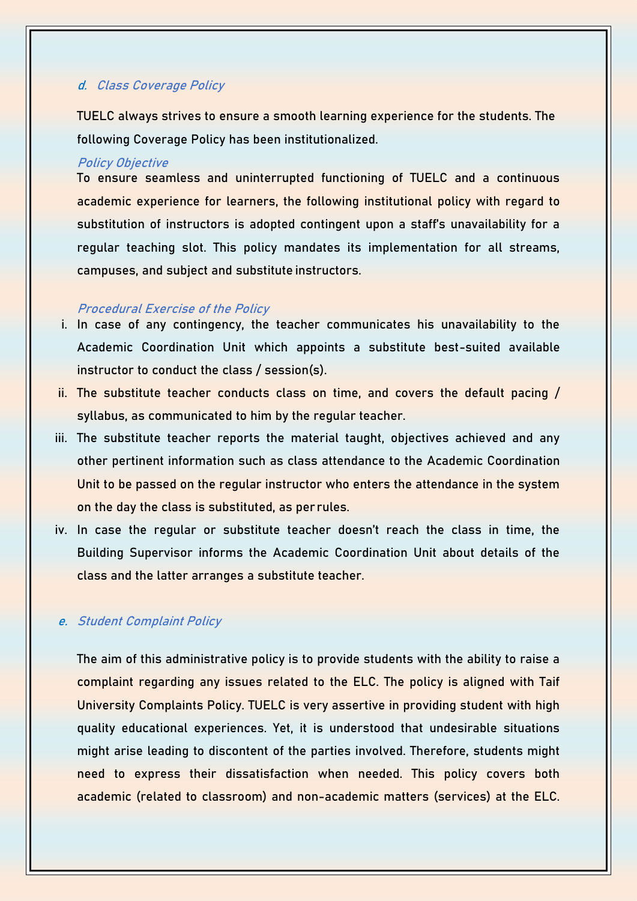### d. Class Coverage Policy

TUELC always strives to ensure a smooth learning experience for the students. The following Coverage Policy has been institutionalized.

#### *Policy Objective*

To ensure seamless and uninterrupted functioning of TUELC and a continuous academic experience for learners, the following institutional policy with regard to substitution of instructors is adopted contingent upon a staff's unavailability for a regular teaching slot. This policy mandates its implementation for all streams, campuses, and subject and substitute instructors.

#### *Procedural Exercise of the Policy*

i. In case of any contingency, the teacher communicates his unavailability to the Academic Coordination Unit which appoints a substitute best-suited available instructor to conduct the class / session(s).

ii. The substitute teacher conducts class on time, and covers the default pacing / syllabus, as communicated to him by the regular teacher.

iii. The substitute teacher reports the material taught, objectives achieved and any other pertinent information such as class attendance to the Academic Coordination Unit to be passed on the regular instructor who enters the attendance in the system on the day the class is substituted, as per rules.

iv. In case the regular or substitute teacher doesn't reach the class in time, the Building Supervisor informs the Academic Coordination Unit about details of the class and the latter arranges a substitute teacher.

### e. Student Complaint Policy

The aim of this administrative policy is to provide students with the ability to raise a complaint regarding any issues related to the ELC. The policy is aligned with Taif University Complaints Policy. TUELC is very assertive in providing student with high quality educational experiences. Yet, it is understood that undesirable situations might arise leading to discontent of the parties involved. Therefore, students might need to express their dissatisfaction when needed. This policy covers both academic (related to classroom) and non-academic matters (services) at the ELC.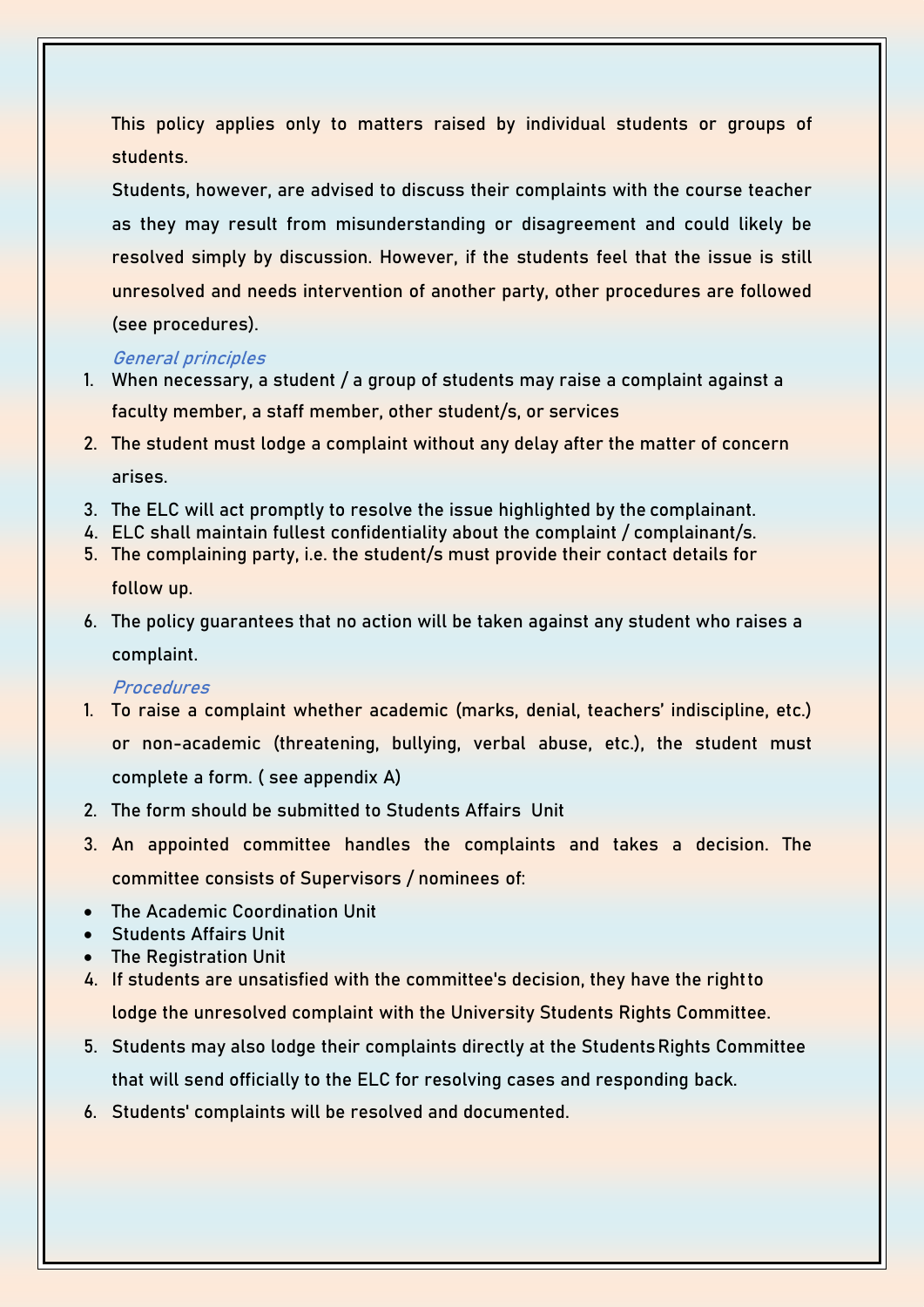This policy applies only to matters raised by individual students or groups of students.

Students, however, are advised to discuss their complaints with the course teacher as they may result from misunderstanding or disagreement and could likely be resolved simply by discussion. However, if the students feel that the issue is still unresolved and needs intervention of another party, other procedures are followed (see procedures).

### *General principles*

1. When necessary, a student / a group of students may raise a complaint against a faculty member, a staff member, other student/s, or services
2. The student must lodge a complaint without any delay after the matter of concern arises.
3. The ELC will act promptly to resolve the issue highlighted by the complainant.
4. ELC shall maintain fullest confidentiality about the complaint / complainant/s.
5. The complaining party, i.e. the student/s must provide their contact details for follow up.
6. The policy guarantees that no action will be taken against any student who raises a complaint.

### *Procedures*

1. To raise a complaint whether academic (marks, denial, teachers' indiscipline, etc.) or non-academic (threatening, bullying, verbal abuse, etc.), the student must complete a form. ( see appendix A)
2. The form should be submitted to Students Affairs Unit
3. An appointed committee handles the complaints and takes a decision. The committee consists of Supervisors / nominees of:
   - The Academic Coordination Unit
   - Students Affairs Unit
   - The Registration Unit
4. If students are unsatisfied with the committee's decision, they have the right to lodge the unresolved complaint with the University Students Rights Committee.
5. Students may also lodge their complaints directly at the Students Rights Committee that will send officially to the ELC for resolving cases and responding back.
6. Students' complaints will be resolved and documented.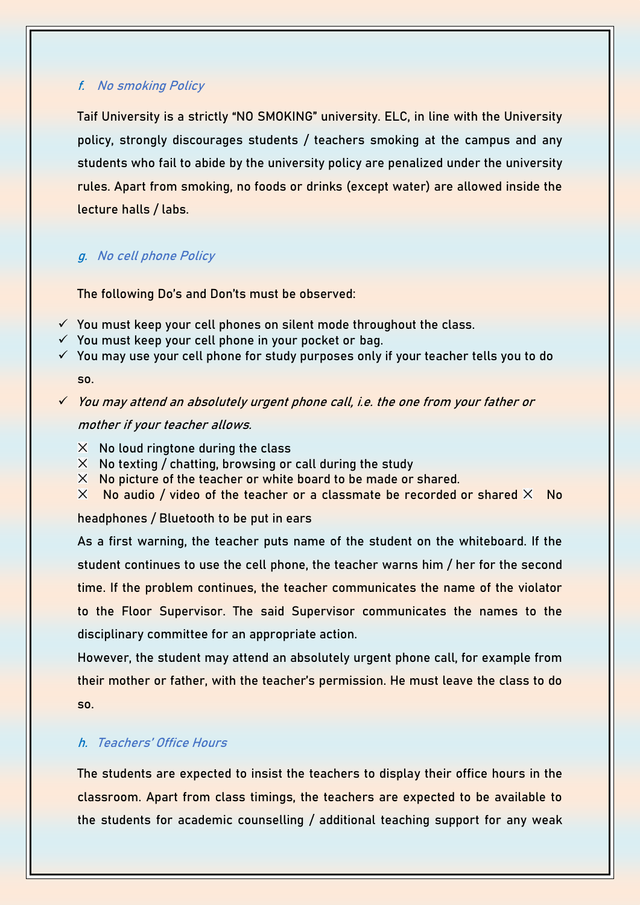### *f. No smoking Policy*

Taif University is a strictly "NO SMOKING" university. ELC, in line with the University policy, strongly discourages students / teachers smoking at the campus and any students who fail to abide by the university policy are penalized under the university rules. Apart from smoking, no foods or drinks (except water) are allowed inside the lecture halls / labs.

### *g. No cell phone Policy*

The following Do's and Don'ts must be observed:

- ✓ You must keep your cell phones on silent mode throughout the class.
- ✓ You must keep your cell phone in your pocket or bag.
- ✓ You may use your cell phone for study purposes only if your teacher tells you to do so.
- ✓ *You may attend an absolutely urgent phone call, i.e. the one from your father or mother if your teacher allows.*

  - ✗ No loud ringtone during the class
  - ✗ No texting / chatting, browsing or call during the study
  - ✗ No picture of the teacher or white board to be made or shared.
  - ✗ No audio / video of the teacher or a classmate be recorded or shared
  - ✗ No headphones / Bluetooth to be put in ears

As a first warning, the teacher puts name of the student on the whiteboard. If the student continues to use the cell phone, the teacher warns him / her for the second time. If the problem continues, the teacher communicates the name of the violator to the Floor Supervisor. The said Supervisor communicates the names to the disciplinary committee for an appropriate action.

However, the student may attend an absolutely urgent phone call, for example from their mother or father, with the teacher's permission. He must leave the class to do so.

### *h. Teachers' Office Hours*

The students are expected to insist the teachers to display their office hours in the classroom. Apart from class timings, the teachers are expected to be available to the students for academic counselling / additional teaching support for any weak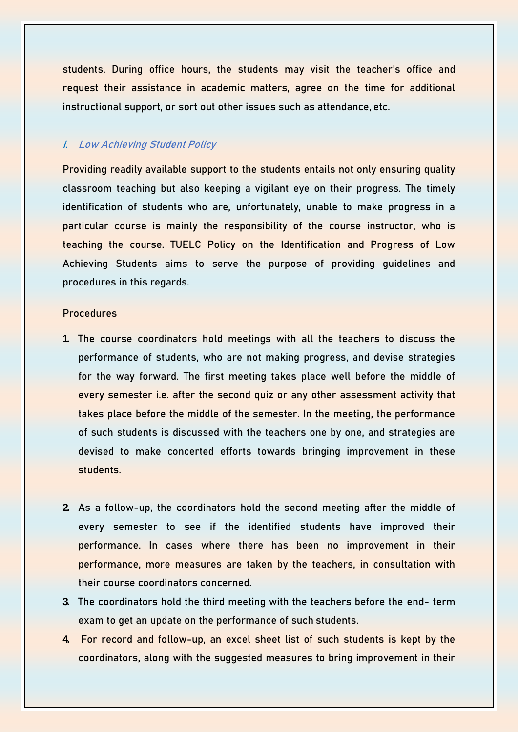students. During office hours, the students may visit the teacher's office and request their assistance in academic matters, agree on the time for additional instructional support, or sort out other issues such as attendance, etc.

### *i. Low Achieving Student Policy*

Providing readily available support to the students entails not only ensuring quality classroom teaching but also keeping a vigilant eye on their progress. The timely identification of students who are, unfortunately, unable to make progress in a particular course is mainly the responsibility of the course instructor, who is teaching the course. TUELC Policy on the Identification and Progress of Low Achieving Students aims to serve the purpose of providing guidelines and procedures in this regards.

Procedures

1. The course coordinators hold meetings with all the teachers to discuss the performance of students, who are not making progress, and devise strategies for the way forward. The first meeting takes place well before the middle of every semester i.e. after the second quiz or any other assessment activity that takes place before the middle of the semester. In the meeting, the performance of such students is discussed with the teachers one by one, and strategies are devised to make concerted efforts towards bringing improvement in these students.

2. As a follow-up, the coordinators hold the second meeting after the middle of every semester to see if the identified students have improved their performance. In cases where there has been no improvement in their performance, more measures are taken by the teachers, in consultation with their course coordinators concerned.
3. The coordinators hold the third meeting with the teachers before the end- term exam to get an update on the performance of such students.
4. For record and follow-up, an excel sheet list of such students is kept by the coordinators, along with the suggested measures to bring improvement in their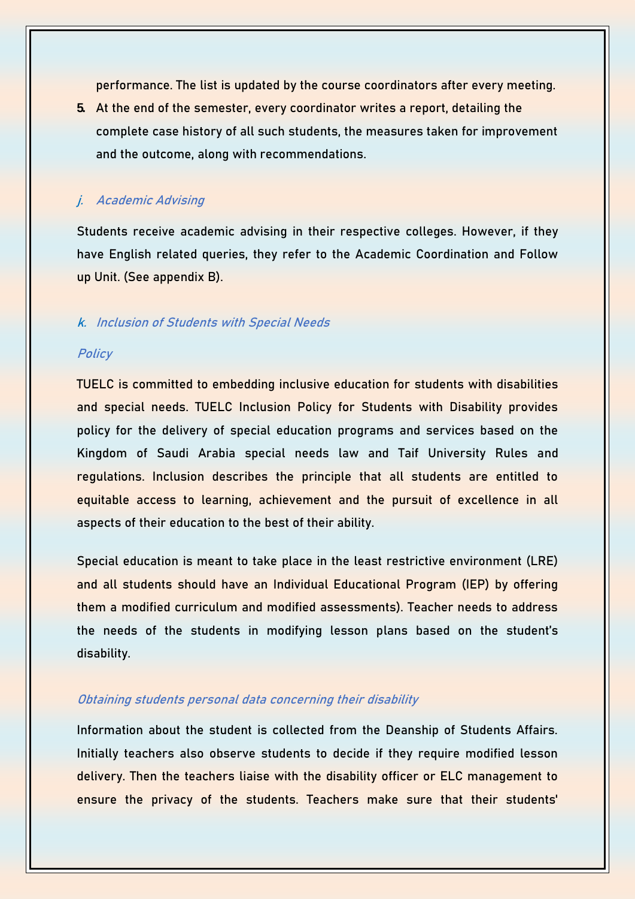performance. The list is updated by the course coordinators after every meeting.

5. At the end of the semester, every coordinator writes a report, detailing the complete case history of all such students, the measures taken for improvement and the outcome, along with recommendations.

### *j. Academic Advising*

Students receive academic advising in their respective colleges. However, if they have English related queries, they refer to the Academic Coordination and Follow up Unit. (See appendix B).

### *k. Inclusion of Students with Special Needs*

#### *Policy*

TUELC is committed to embedding inclusive education for students with disabilities and special needs. TUELC Inclusion Policy for Students with Disability provides policy for the delivery of special education programs and services based on the Kingdom of Saudi Arabia special needs law and Taif University Rules and regulations. Inclusion describes the principle that all students are entitled to equitable access to learning, achievement and the pursuit of excellence in all aspects of their education to the best of their ability.

Special education is meant to take place in the least restrictive environment (LRE) and all students should have an Individual Educational Program (IEP) by offering them a modified curriculum and modified assessments). Teacher needs to address the needs of the students in modifying lesson plans based on the student's disability.

#### *Obtaining students personal data concerning their disability*

Information about the student is collected from the Deanship of Students Affairs. Initially teachers also observe students to decide if they require modified lesson delivery. Then the teachers liaise with the disability officer or ELC management to ensure the privacy of the students. Teachers make sure that their students'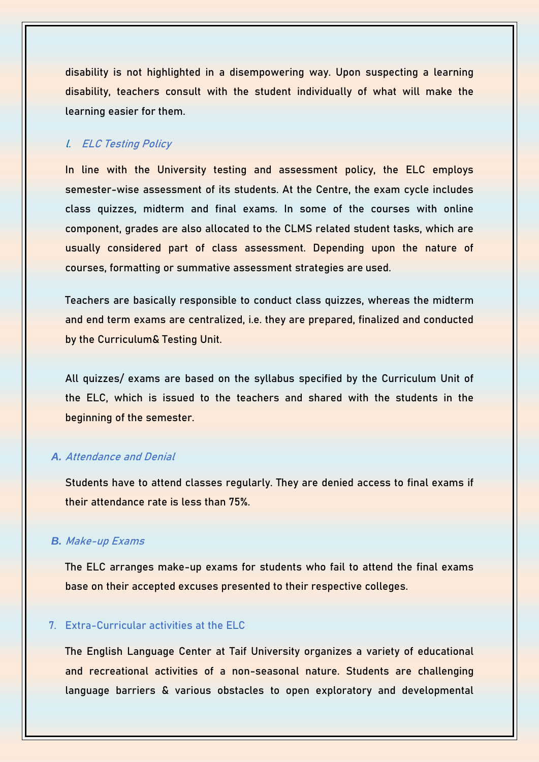disability is not highlighted in a disempowering way. Upon suspecting a learning disability, teachers consult with the student individually of what will make the learning easier for them.

### I. ELC Testing Policy

In line with the University testing and assessment policy, the ELC employs semester-wise assessment of its students. At the Centre, the exam cycle includes class quizzes, midterm and final exams. In some of the courses with online component, grades are also allocated to the CLMS related student tasks, which are usually considered part of class assessment. Depending upon the nature of courses, formatting or summative assessment strategies are used.

Teachers are basically responsible to conduct class quizzes, whereas the midterm and end term exams are centralized, i.e. they are prepared, finalized and conducted by the Curriculum& Testing Unit.

All quizzes/ exams are based on the syllabus specified by the Curriculum Unit of the ELC, which is issued to the teachers and shared with the students in the beginning of the semester.

#### A. Attendance and Denial

Students have to attend classes regularly. They are denied access to final exams if their attendance rate is less than 75%.

#### B. Make-up Exams

The ELC arranges make-up exams for students who fail to attend the final exams base on their accepted excuses presented to their respective colleges.

## 7. Extra-Curricular activities at the ELC

The English Language Center at Taif University organizes a variety of educational and recreational activities of a non-seasonal nature. Students are challenging language barriers & various obstacles to open exploratory and developmental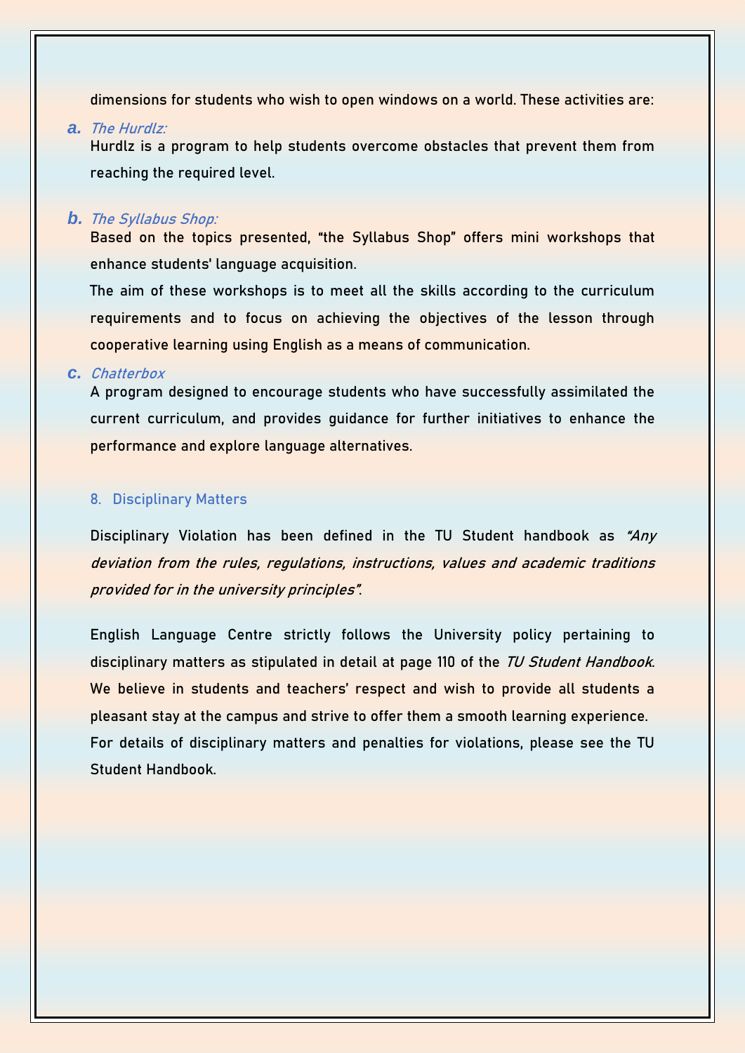dimensions for students who wish to open windows on a world. These activities are:

**a.** *The Hurdlz:*

Hurdlz is a program to help students overcome obstacles that prevent them from reaching the required level.

**b.** *The Syllabus Shop:*

Based on the topics presented, "the Syllabus Shop" offers mini workshops that enhance students' language acquisition.

The aim of these workshops is to meet all the skills according to the curriculum requirements and to focus on achieving the objectives of the lesson through cooperative learning using English as a means of communication.

**c.** *Chatterbox*

A program designed to encourage students who have successfully assimilated the current curriculum, and provides guidance for further initiatives to enhance the performance and explore language alternatives.

## 8. Disciplinary Matters

Disciplinary Violation has been defined in the TU Student handbook as *"Any deviation from the rules, regulations, instructions, values and academic traditions provided for in the university principles"*.

English Language Centre strictly follows the University policy pertaining to disciplinary matters as stipulated in detail at page 110 of the *TU Student Handbook*. We believe in students and teachers' respect and wish to provide all students a pleasant stay at the campus and strive to offer them a smooth learning experience. For details of disciplinary matters and penalties for violations, please see the TU Student Handbook.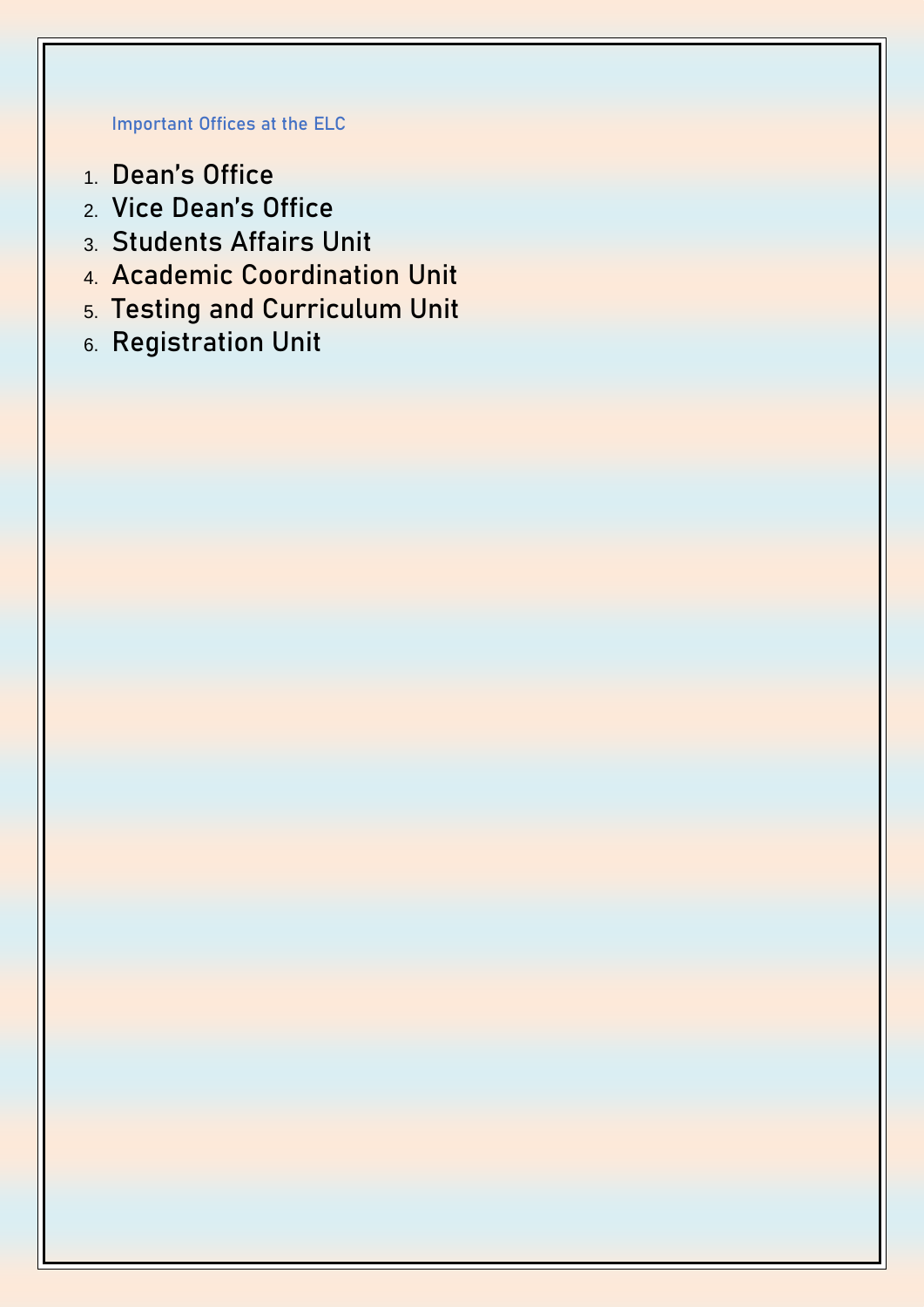## Important Offices at the ELC

1. Dean's Office
2. Vice Dean's Office
3. Students Affairs Unit
4. Academic Coordination Unit
5. Testing and Curriculum Unit
6. Registration Unit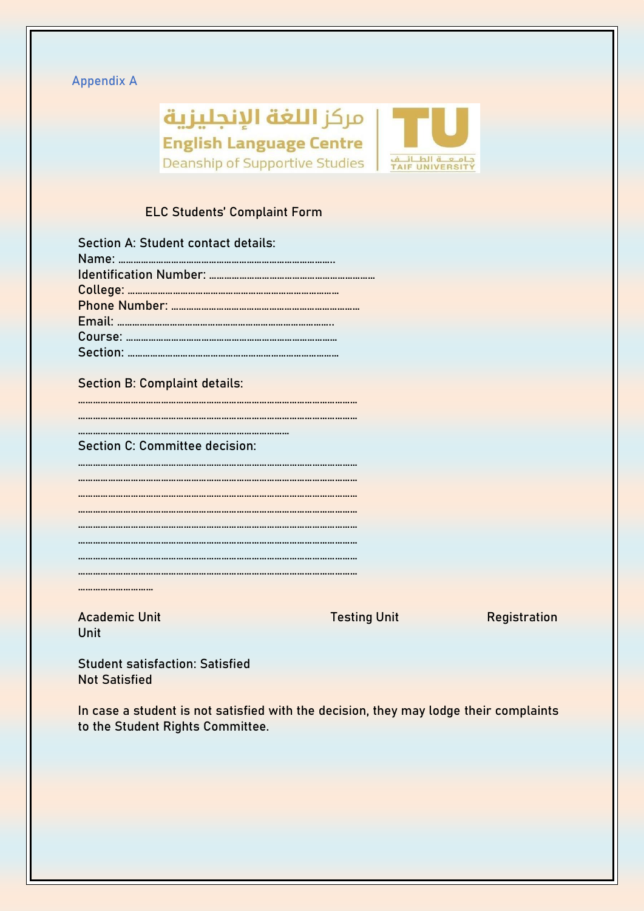Appendix A

مركز اللغة الإنجليزية
English Language Centre
Deanship of Supportive Studies

TU
جامعة الطائف
TAIF UNIVERSITY

ELC Students' Complaint Form

Section A: Student contact details:
Name: ……………………………………………………………………….
Identification Number: ……………………………………………………………
College: ……………………………………………………………………………
Phone Number: ……………………………………………………………………
Email: ……………………………………………………………………………..
Course: …………………………………………………………………………….
Section: ……………………………………………………………………………

Section B: Complaint details:
……………………………………………………………………………………………
……………………………………………………………………………………………
……………………………………………………………………………

Section C: Committee decision:
……………………………………………………………………………………………
……………………………………………………………………………………………
……………………………………………………………………………………………
……………………………………………………………………………………………
……………………………………………………………………………………………
……………………………………………………………………………………………
……………………………………………………………………………………………
……………………………………………………………………………………………
…………………………

Academic Unit Testing Unit Registration Unit

Student satisfaction: Satisfied
Not Satisfied

In case a student is not satisfied with the decision, they may lodge their complaints to the Student Rights Committee.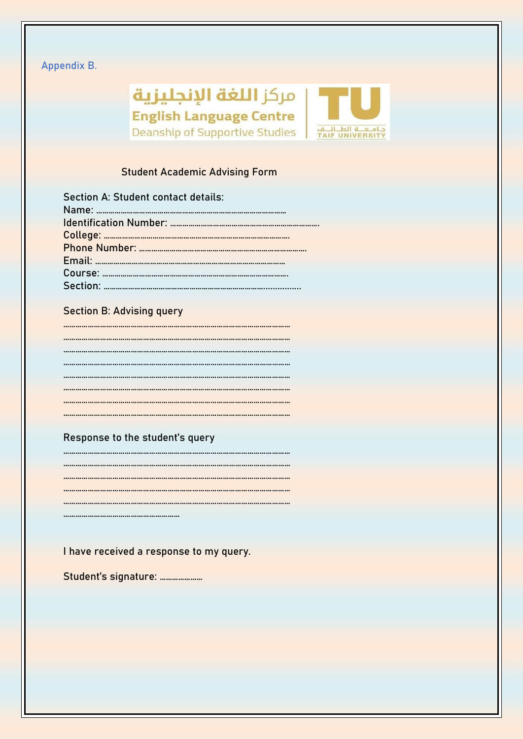Appendix B.

مركز اللغة الإنجليزية
English Language Centre
Deanship of Supportive Studies

TU
جامعة الطائف
TAIF UNIVERSITY

## Student Academic Advising Form

### Section A: Student contact details:

Name: ……………………………………………………………………………

Identification Number: ………………………………………………………………

College: ……………………………………………………………………………

Phone Number: ……………………………………………………………………

Email: ………………………………………………………………………………

Course: ……………………………………………………………………………

Section: …………………………………………………………………………...............

### Section B: Advising query

……………………………………………………………………………………………

……………………………………………………………………………………………

……………………………………………………………………………………………

……………………………………………………………………………………………

……………………………………………………………………………………………

……………………………………………………………………………………………

……………………………………………………………………………………………

……………………………………………………………………………………………

### Response to the student's query

……………………………………………………………………………………………

……………………………………………………………………………………………

……………………………………………………………………………………………

……………………………………………………………………………………………

……………………………………………………………………………………………

…………………………………………………

I have received a response to my query.

Student's signature: …………………